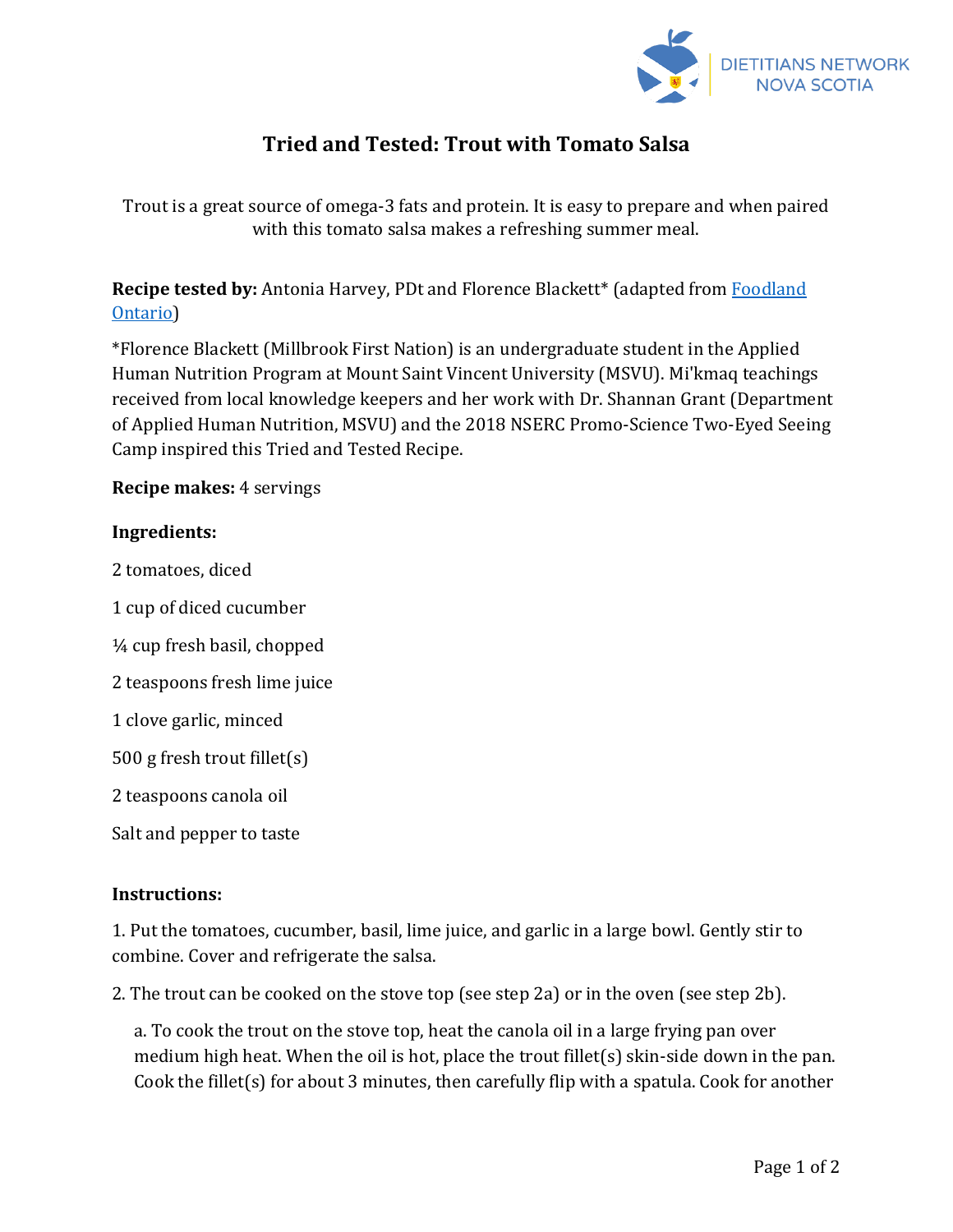DIETITIANS NETWORK NOVA SCOTIA

# Tried and Tested: Trout with Tomato Salsa

Trout is a great source of omega-3 fats and protein. It is easy to prepare and when paired with this tomato salsa makes a refreshing summer meal.

**Recipe tested by:** Antonia Harvey, PDt and Florence Blackett* (adapted from Foodland Ontario)

*Florence Blackett (Millbrook First Nation) is an undergraduate student in the Applied Human Nutrition Program at Mount Saint Vincent University (MSVU). Mi'kmaq teachings received from local knowledge keepers and her work with Dr. Shannan Grant (Department of Applied Human Nutrition, MSVU) and the 2018 NSERC Promo-Science Two-Eyed Seeing Camp inspired this Tried and Tested Recipe.

**Recipe makes:** 4 servings

**Ingredients:**

2 tomatoes, diced

1 cup of diced cucumber

¼ cup fresh basil, chopped

2 teaspoons fresh lime juice

1 clove garlic, minced

500 g fresh trout fillet(s)

2 teaspoons canola oil

Salt and pepper to taste

**Instructions:**

1. Put the tomatoes, cucumber, basil, lime juice, and garlic in a large bowl. Gently stir to combine. Cover and refrigerate the salsa.

2. The trout can be cooked on the stove top (see step 2a) or in the oven (see step 2b).

   a. To cook the trout on the stove top, heat the canola oil in a large frying pan over medium high heat. When the oil is hot, place the trout fillet(s) skin-side down in the pan. Cook the fillet(s) for about 3 minutes, then carefully flip with a spatula. Cook for another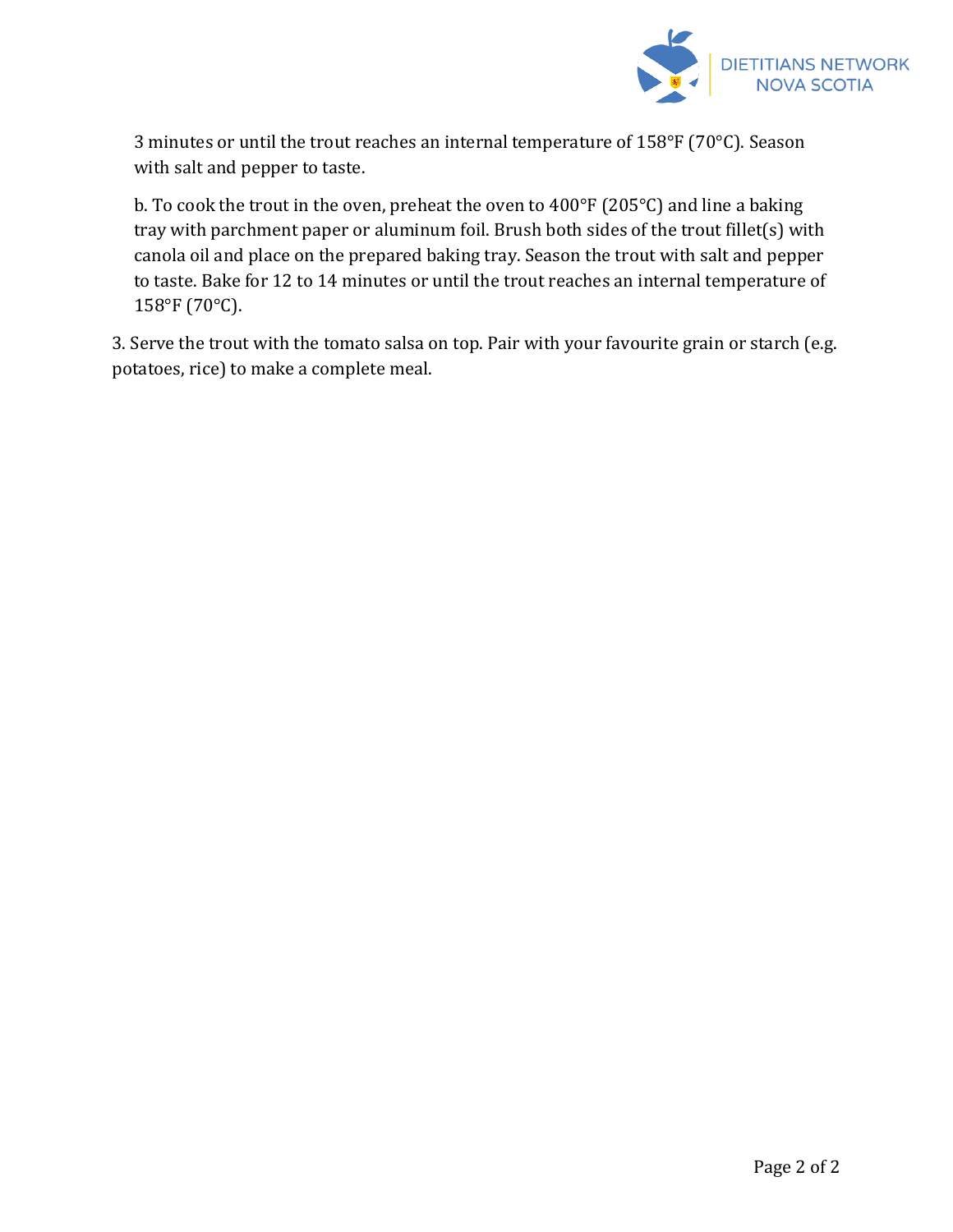3 minutes or until the trout reaches an internal temperature of 158°F (70°C). Season with salt and pepper to taste.

b. To cook the trout in the oven, preheat the oven to 400°F (205°C) and line a baking tray with parchment paper or aluminum foil. Brush both sides of the trout fillet(s) with canola oil and place on the prepared baking tray. Season the trout with salt and pepper to taste. Bake for 12 to 14 minutes or until the trout reaches an internal temperature of 158°F (70°C).

3. Serve the trout with the tomato salsa on top. Pair with your favourite grain or starch (e.g. potatoes, rice) to make a complete meal.